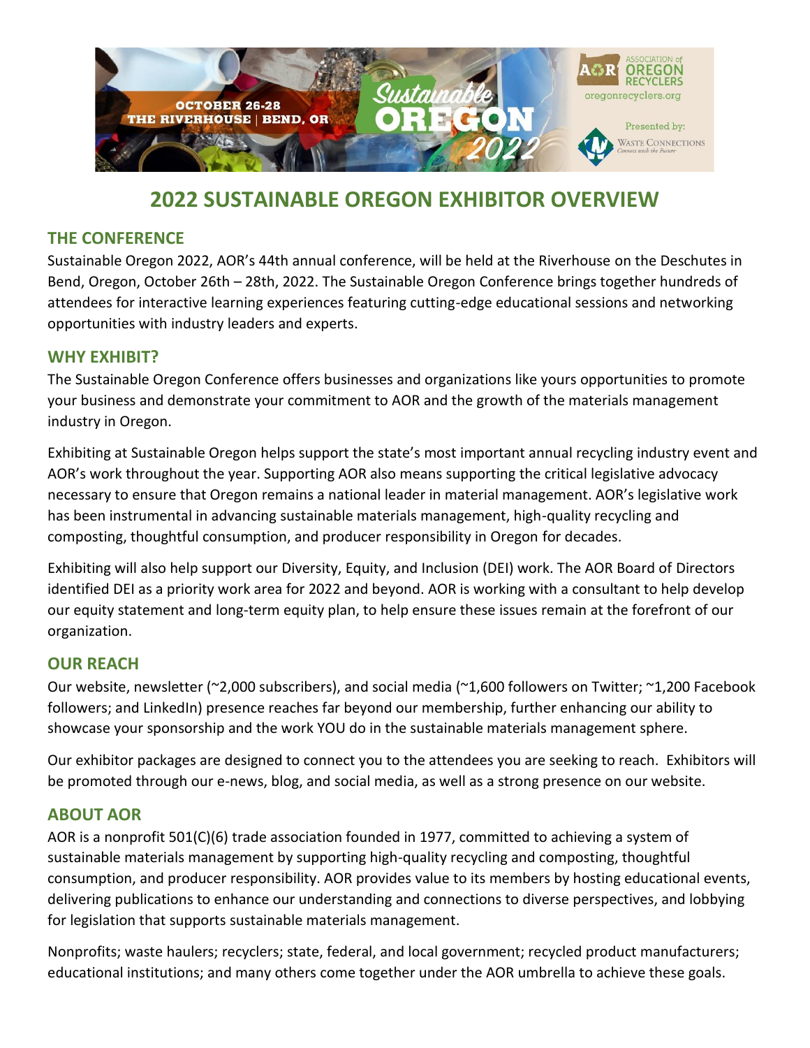OCTOBER 26-28
THE RIVERHOUSE | BEND, OR

Sustainable OREGON 2022

ASSOCIATION of OREGON RECYCLERS
oregonrecyclers.org

Presented by:
WASTE CONNECTIONS
Connect with the Future

# 2022 SUSTAINABLE OREGON EXHIBITOR OVERVIEW

## THE CONFERENCE

Sustainable Oregon 2022, AOR's 44th annual conference, will be held at the Riverhouse on the Deschutes in Bend, Oregon, October 26th – 28th, 2022. The Sustainable Oregon Conference brings together hundreds of attendees for interactive learning experiences featuring cutting-edge educational sessions and networking opportunities with industry leaders and experts.

## WHY EXHIBIT?

The Sustainable Oregon Conference offers businesses and organizations like yours opportunities to promote your business and demonstrate your commitment to AOR and the growth of the materials management industry in Oregon.

Exhibiting at Sustainable Oregon helps support the state's most important annual recycling industry event and AOR's work throughout the year. Supporting AOR also means supporting the critical legislative advocacy necessary to ensure that Oregon remains a national leader in material management. AOR's legislative work has been instrumental in advancing sustainable materials management, high-quality recycling and composting, thoughtful consumption, and producer responsibility in Oregon for decades.

Exhibiting will also help support our Diversity, Equity, and Inclusion (DEI) work. The AOR Board of Directors identified DEI as a priority work area for 2022 and beyond. AOR is working with a consultant to help develop our equity statement and long-term equity plan, to help ensure these issues remain at the forefront of our organization.

## OUR REACH

Our website, newsletter (~2,000 subscribers), and social media (~1,600 followers on Twitter; ~1,200 Facebook followers; and LinkedIn) presence reaches far beyond our membership, further enhancing our ability to showcase your sponsorship and the work YOU do in the sustainable materials management sphere.

Our exhibitor packages are designed to connect you to the attendees you are seeking to reach. Exhibitors will be promoted through our e-news, blog, and social media, as well as a strong presence on our website.

## ABOUT AOR

AOR is a nonprofit 501(C)(6) trade association founded in 1977, committed to achieving a system of sustainable materials management by supporting high-quality recycling and composting, thoughtful consumption, and producer responsibility. AOR provides value to its members by hosting educational events, delivering publications to enhance our understanding and connections to diverse perspectives, and lobbying for legislation that supports sustainable materials management.

Nonprofits; waste haulers; recyclers; state, federal, and local government; recycled product manufacturers; educational institutions; and many others come together under the AOR umbrella to achieve these goals.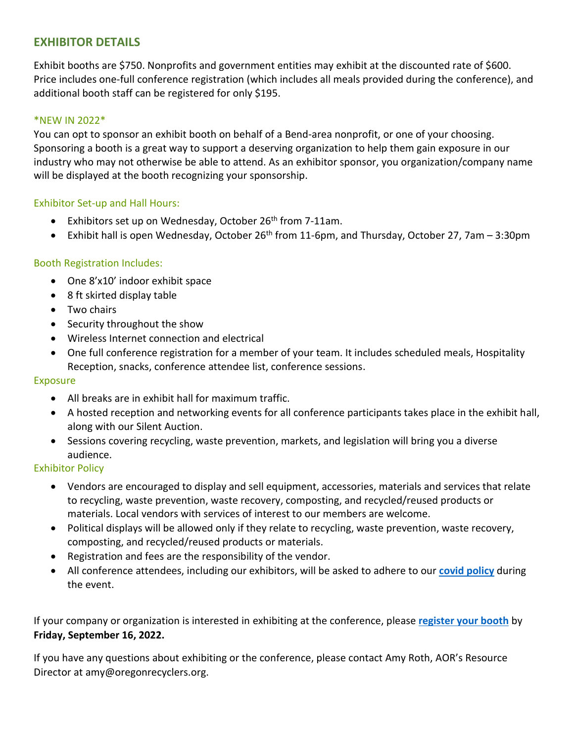## EXHIBITOR DETAILS

Exhibit booths are $750. Nonprofits and government entities may exhibit at the discounted rate of $600. Price includes one-full conference registration (which includes all meals provided during the conference), and additional booth staff can be registered for only $195.

*NEW IN 2022*

You can opt to sponsor an exhibit booth on behalf of a Bend-area nonprofit, or one of your choosing. Sponsoring a booth is a great way to support a deserving organization to help them gain exposure in our industry who may not otherwise be able to attend. As an exhibitor sponsor, you organization/company name will be displayed at the booth recognizing your sponsorship.

### Exhibitor Set-up and Hall Hours:

- Exhibitors set up on Wednesday, October 26th from 7-11am.
- Exhibit hall is open Wednesday, October 26th from 11-6pm, and Thursday, October 27, 7am – 3:30pm

### Booth Registration Includes:

- One 8'x10' indoor exhibit space
- 8 ft skirted display table
- Two chairs
- Security throughout the show
- Wireless Internet connection and electrical
- One full conference registration for a member of your team. It includes scheduled meals, Hospitality Reception, snacks, conference attendee list, conference sessions.

### Exposure

- All breaks are in exhibit hall for maximum traffic.
- A hosted reception and networking events for all conference participants takes place in the exhibit hall, along with our Silent Auction.
- Sessions covering recycling, waste prevention, markets, and legislation will bring you a diverse audience.

### Exhibitor Policy

- Vendors are encouraged to display and sell equipment, accessories, materials and services that relate to recycling, waste prevention, waste recovery, composting, and recycled/reused products or materials. Local vendors with services of interest to our members are welcome.
- Political displays will be allowed only if they relate to recycling, waste prevention, waste recovery, composting, and recycled/reused products or materials.
- Registration and fees are the responsibility of the vendor.
- All conference attendees, including our exhibitors, will be asked to adhere to our **covid policy** during the event.

If your company or organization is interested in exhibiting at the conference, please **register your booth** by **Friday, September 16, 2022.**

If you have any questions about exhibiting or the conference, please contact Amy Roth, AOR's Resource Director at amy@oregonrecyclers.org.